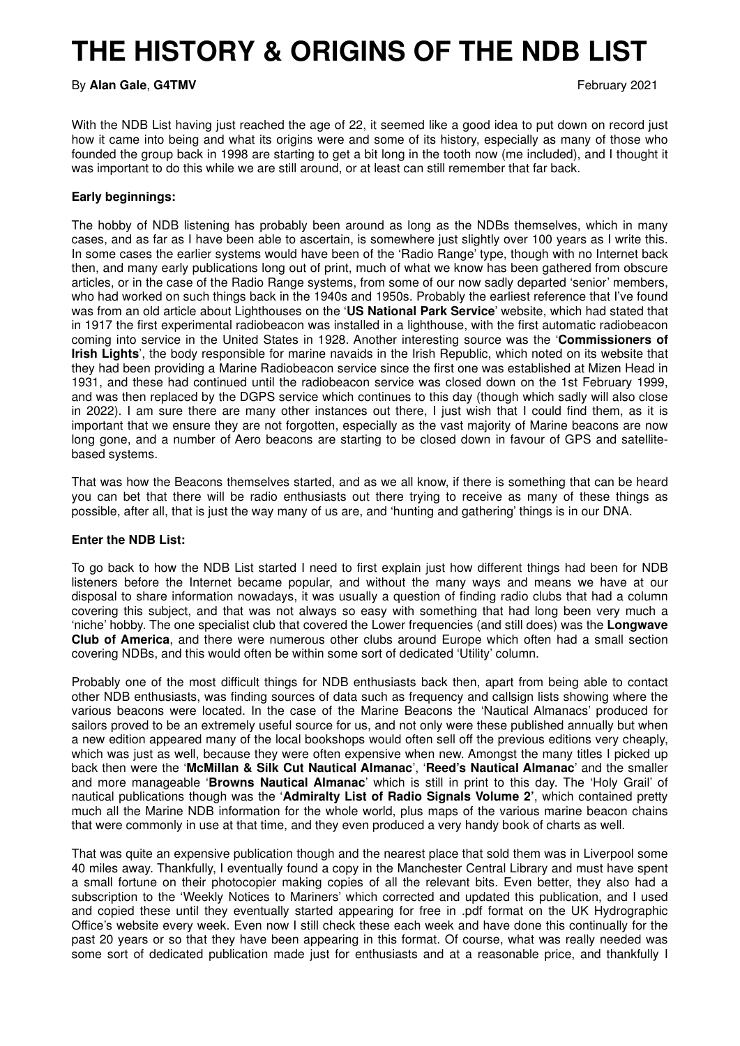# THE HISTORY & ORIGINS OF THE NDB LIST

By **Alan Gale**, **G4TMV** February 2021

With the NDB List having just reached the age of 22, it seemed like a good idea to put down on record just how it came into being and what its origins were and some of its history, especially as many of those who founded the group back in 1998 are starting to get a bit long in the tooth now (me included), and I thought it was important to do this while we are still around, or at least can still remember that far back.

**Early beginnings:**

The hobby of NDB listening has probably been around as long as the NDBs themselves, which in many cases, and as far as I have been able to ascertain, is somewhere just slightly over 100 years as I write this. In some cases the earlier systems would have been of the 'Radio Range' type, though with no Internet back then, and many early publications long out of print, much of what we know has been gathered from obscure articles, or in the case of the Radio Range systems, from some of our now sadly departed 'senior' members, who had worked on such things back in the 1940s and 1950s. Probably the earliest reference that I've found was from an old article about Lighthouses on the '**US National Park Service**' website, which had stated that in 1917 the first experimental radiobeacon was installed in a lighthouse, with the first automatic radiobeacon coming into service in the United States in 1928. Another interesting source was the '**Commissioners of Irish Lights**', the body responsible for marine navaids in the Irish Republic, which noted on its website that they had been providing a Marine Radiobeacon service since the first one was established at Mizen Head in 1931, and these had continued until the radiobeacon service was closed down on the 1st February 1999, and was then replaced by the DGPS service which continues to this day (though which sadly will also close in 2022). I am sure there are many other instances out there, I just wish that I could find them, as it is important that we ensure they are not forgotten, especially as the vast majority of Marine beacons are now long gone, and a number of Aero beacons are starting to be closed down in favour of GPS and satellite-based systems.

That was how the Beacons themselves started, and as we all know, if there is something that can be heard you can bet that there will be radio enthusiasts out there trying to receive as many of these things as possible, after all, that is just the way many of us are, and 'hunting and gathering' things is in our DNA.

**Enter the NDB List:**

To go back to how the NDB List started I need to first explain just how different things had been for NDB listeners before the Internet became popular, and without the many ways and means we have at our disposal to share information nowadays, it was usually a question of finding radio clubs that had a column covering this subject, and that was not always so easy with something that had long been very much a 'niche' hobby. The one specialist club that covered the Lower frequencies (and still does) was the **Longwave Club of America**, and there were numerous other clubs around Europe which often had a small section covering NDBs, and this would often be within some sort of dedicated 'Utility' column.

Probably one of the most difficult things for NDB enthusiasts back then, apart from being able to contact other NDB enthusiasts, was finding sources of data such as frequency and callsign lists showing where the various beacons were located. In the case of the Marine Beacons the 'Nautical Almanacs' produced for sailors proved to be an extremely useful source for us, and not only were these published annually but when a new edition appeared many of the local bookshops would often sell off the previous editions very cheaply, which was just as well, because they were often expensive when new. Amongst the many titles I picked up back then were the '**McMillan & Silk Cut Nautical Almanac**', '**Reed's Nautical Almanac**' and the smaller and more manageable '**Browns Nautical Almanac**' which is still in print to this day. The 'Holy Grail' of nautical publications though was the '**Admiralty List of Radio Signals Volume 2'**, which contained pretty much all the Marine NDB information for the whole world, plus maps of the various marine beacon chains that were commonly in use at that time, and they even produced a very handy book of charts as well.

That was quite an expensive publication though and the nearest place that sold them was in Liverpool some 40 miles away. Thankfully, I eventually found a copy in the Manchester Central Library and must have spent a small fortune on their photocopier making copies of all the relevant bits. Even better, they also had a subscription to the 'Weekly Notices to Mariners' which corrected and updated this publication, and I used and copied these until they eventually started appearing for free in .pdf format on the UK Hydrographic Office's website every week. Even now I still check these each week and have done this continually for the past 20 years or so that they have been appearing in this format. Of course, what was really needed was some sort of dedicated publication made just for enthusiasts and at a reasonable price, and thankfully I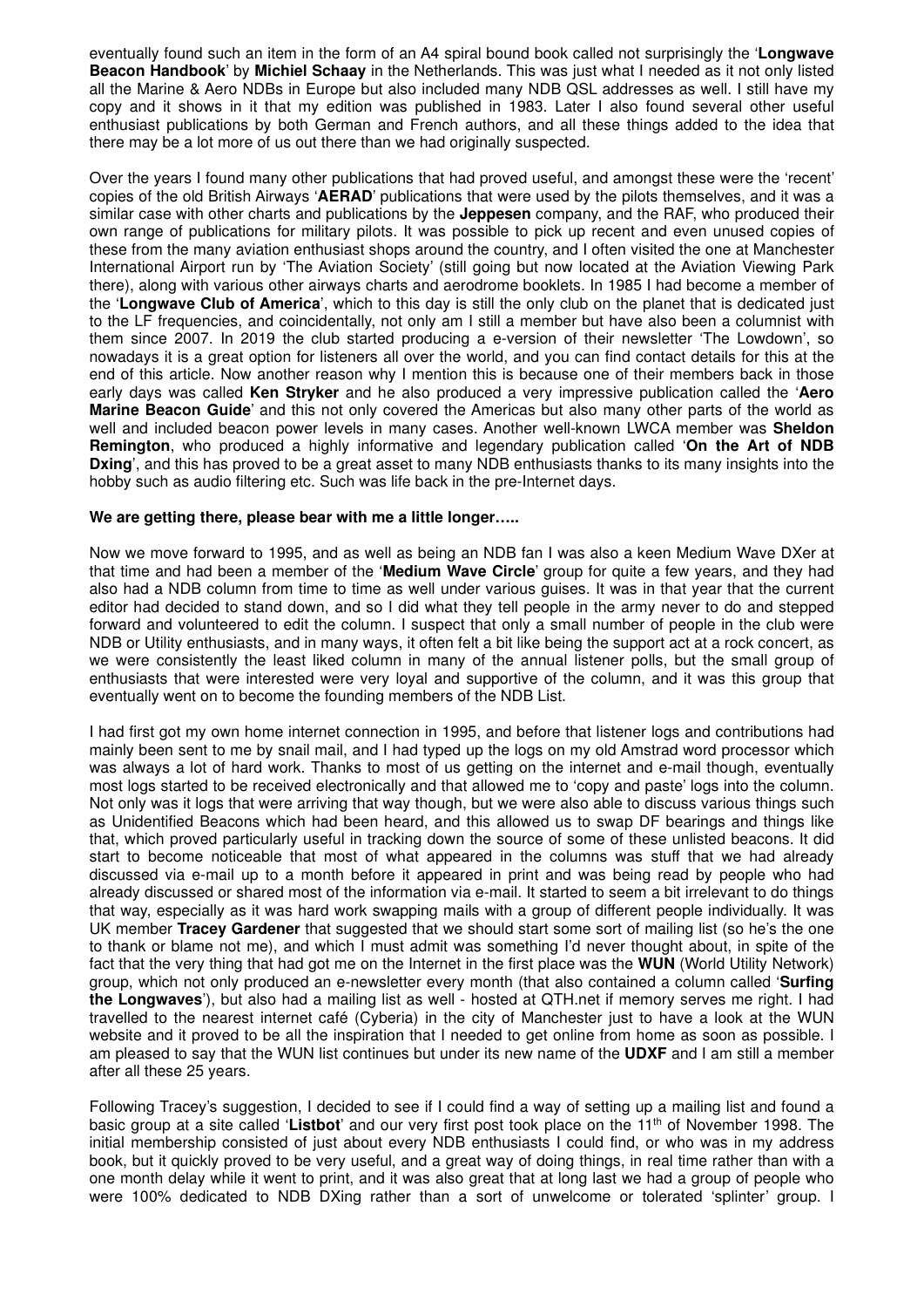eventually found such an item in the form of an A4 spiral bound book called not surprisingly the '**Longwave Beacon Handbook**' by **Michiel Schaay** in the Netherlands. This was just what I needed as it not only listed all the Marine & Aero NDBs in Europe but also included many NDB QSL addresses as well. I still have my copy and it shows in it that my edition was published in 1983. Later I also found several other useful enthusiast publications by both German and French authors, and all these things added to the idea that there may be a lot more of us out there than we had originally suspected.

Over the years I found many other publications that had proved useful, and amongst these were the 'recent' copies of the old British Airways '**AERAD**' publications that were used by the pilots themselves, and it was a similar case with other charts and publications by the **Jeppesen** company, and the RAF, who produced their own range of publications for military pilots. It was possible to pick up recent and even unused copies of these from the many aviation enthusiast shops around the country, and I often visited the one at Manchester International Airport run by 'The Aviation Society' (still going but now located at the Aviation Viewing Park there), along with various other airways charts and aerodrome booklets. In 1985 I had become a member of the '**Longwave Club of America**', which to this day is still the only club on the planet that is dedicated just to the LF frequencies, and coincidentally, not only am I still a member but have also been a columnist with them since 2007. In 2019 the club started producing a e-version of their newsletter 'The Lowdown', so nowadays it is a great option for listeners all over the world, and you can find contact details for this at the end of this article. Now another reason why I mention this is because one of their members back in those early days was called **Ken Stryker** and he also produced a very impressive publication called the '**Aero Marine Beacon Guide**' and this not only covered the Americas but also many other parts of the world as well and included beacon power levels in many cases. Another well-known LWCA member was **Sheldon Remington**, who produced a highly informative and legendary publication called '**On the Art of NDB Dxing**', and this has proved to be a great asset to many NDB enthusiasts thanks to its many insights into the hobby such as audio filtering etc. Such was life back in the pre-Internet days.

**We are getting there, please bear with me a little longer…..**

Now we move forward to 1995, and as well as being an NDB fan I was also a keen Medium Wave DXer at that time and had been a member of the '**Medium Wave Circle**' group for quite a few years, and they had also had a NDB column from time to time as well under various guises. It was in that year that the current editor had decided to stand down, and so I did what they tell people in the army never to do and stepped forward and volunteered to edit the column. I suspect that only a small number of people in the club were NDB or Utility enthusiasts, and in many ways, it often felt a bit like being the support act at a rock concert, as we were consistently the least liked column in many of the annual listener polls, but the small group of enthusiasts that were interested were very loyal and supportive of the column, and it was this group that eventually went on to become the founding members of the NDB List.

I had first got my own home internet connection in 1995, and before that listener logs and contributions had mainly been sent to me by snail mail, and I had typed up the logs on my old Amstrad word processor which was always a lot of hard work. Thanks to most of us getting on the internet and e-mail though, eventually most logs started to be received electronically and that allowed me to 'copy and paste' logs into the column. Not only was it logs that were arriving that way though, but we were also able to discuss various things such as Unidentified Beacons which had been heard, and this allowed us to swap DF bearings and things like that, which proved particularly useful in tracking down the source of some of these unlisted beacons. It did start to become noticeable that most of what appeared in the columns was stuff that we had already discussed via e-mail up to a month before it appeared in print and was being read by people who had already discussed or shared most of the information via e-mail. It started to seem a bit irrelevant to do things that way, especially as it was hard work swapping mails with a group of different people individually. It was UK member **Tracey Gardener** that suggested that we should start some sort of mailing list (so he's the one to thank or blame not me), and which I must admit was something I'd never thought about, in spite of the fact that the very thing that had got me on the Internet in the first place was the **WUN** (World Utility Network) group, which not only produced an e-newsletter every month (that also contained a column called '**Surfing the Longwaves**'), but also had a mailing list as well - hosted at QTH.net if memory serves me right. I had travelled to the nearest internet café (Cyberia) in the city of Manchester just to have a look at the WUN website and it proved to be all the inspiration that I needed to get online from home as soon as possible. I am pleased to say that the WUN list continues but under its new name of the **UDXF** and I am still a member after all these 25 years.

Following Tracey's suggestion, I decided to see if I could find a way of setting up a mailing list and found a basic group at a site called '**Listbot**' and our very first post took place on the 11th of November 1998. The initial membership consisted of just about every NDB enthusiasts I could find, or who was in my address book, but it quickly proved to be very useful, and a great way of doing things, in real time rather than with a one month delay while it went to print, and it was also great that at long last we had a group of people who were 100% dedicated to NDB DXing rather than a sort of unwelcome or tolerated 'splinter' group. I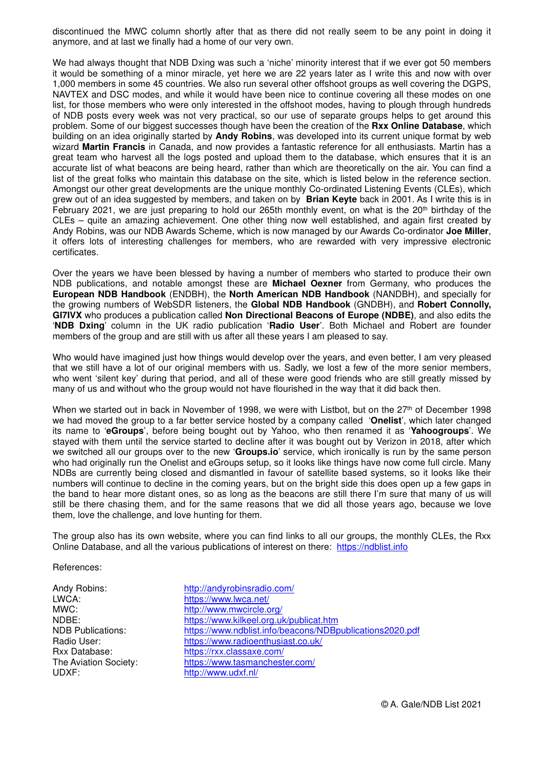discontinued the MWC column shortly after that as there did not really seem to be any point in doing it anymore, and at last we finally had a home of our very own.

We had always thought that NDB Dxing was such a 'niche' minority interest that if we ever got 50 members it would be something of a minor miracle, yet here we are 22 years later as I write this and now with over 1,000 members in some 45 countries. We also run several other offshoot groups as well covering the DGPS, NAVTEX and DSC modes, and while it would have been nice to continue covering all these modes on one list, for those members who were only interested in the offshoot modes, having to plough through hundreds of NDB posts every week was not very practical, so our use of separate groups helps to get around this problem. Some of our biggest successes though have been the creation of the **Rxx Online Database**, which building on an idea originally started by **Andy Robins**, was developed into its current unique format by web wizard **Martin Francis** in Canada, and now provides a fantastic reference for all enthusiasts. Martin has a great team who harvest all the logs posted and upload them to the database, which ensures that it is an accurate list of what beacons are being heard, rather than which are theoretically on the air. You can find a list of the great folks who maintain this database on the site, which is listed below in the reference section. Amongst our other great developments are the unique monthly Co-ordinated Listening Events (CLEs), which grew out of an idea suggested by members, and taken on by **Brian Keyte** back in 2001. As I write this is in February 2021, we are just preparing to hold our 265th monthly event, on what is the 20th birthday of the CLEs – quite an amazing achievement. One other thing now well established, and again first created by Andy Robins, was our NDB Awards Scheme, which is now managed by our Awards Co-ordinator **Joe Miller**, it offers lots of interesting challenges for members, who are rewarded with very impressive electronic certificates.

Over the years we have been blessed by having a number of members who started to produce their own NDB publications, and notable amongst these are **Michael Oexner** from Germany, who produces the **European NDB Handbook** (ENDBH), the **North American NDB Handbook** (NANDBH), and specially for the growing numbers of WebSDR listeners, the **Global NDB Handbook** (GNDBH), and **Robert Connolly, GI7IVX** who produces a publication called **Non Directional Beacons of Europe (NDBE)**, and also edits the '**NDB Dxing**' column in the UK radio publication '**Radio User**'. Both Michael and Robert are founder members of the group and are still with us after all these years I am pleased to say.

Who would have imagined just how things would develop over the years, and even better, I am very pleased that we still have a lot of our original members with us. Sadly, we lost a few of the more senior members, who went 'silent key' during that period, and all of these were good friends who are still greatly missed by many of us and without who the group would not have flourished in the way that it did back then.

When we started out in back in November of 1998, we were with Listbot, but on the 27th of December 1998 we had moved the group to a far better service hosted by a company called '**Onelist**', which later changed its name to '**eGroups**', before being bought out by Yahoo, who then renamed it as '**Yahoogroups**'. We stayed with them until the service started to decline after it was bought out by Verizon in 2018, after which we switched all our groups over to the new '**Groups.io**' service, which ironically is run by the same person who had originally run the Onelist and eGroups setup, so it looks like things have now come full circle. Many NDBs are currently being closed and dismantled in favour of satellite based systems, so it looks like their numbers will continue to decline in the coming years, but on the bright side this does open up a few gaps in the band to hear more distant ones, so as long as the beacons are still there I'm sure that many of us will still be there chasing them, and for the same reasons that we did all those years ago, because we love them, love the challenge, and love hunting for them.

The group also has its own website, where you can find links to all our groups, the monthly CLEs, the Rxx Online Database, and all the various publications of interest on there: https://ndblist.info

References:

| | |
|---|---|
| Andy Robins: | http://andyrobinsradio.com/ |
| LWCA: | https://www.lwca.net/ |
| MWC: | http://www.mwcircle.org/ |
| NDBE: | https://www.kilkeel.org.uk/publicat.htm |
| NDB Publications: | https://www.ndblist.info/beacons/NDBpublications2020.pdf |
| Radio User: | https://www.radioenthusiast.co.uk/ |
| Rxx Database: | https://rxx.classaxe.com/ |
| The Aviation Society: | https://www.tasmanchester.com/ |
| UDXF: | http://www.udxf.nl/ |

© A. Gale/NDB List 2021